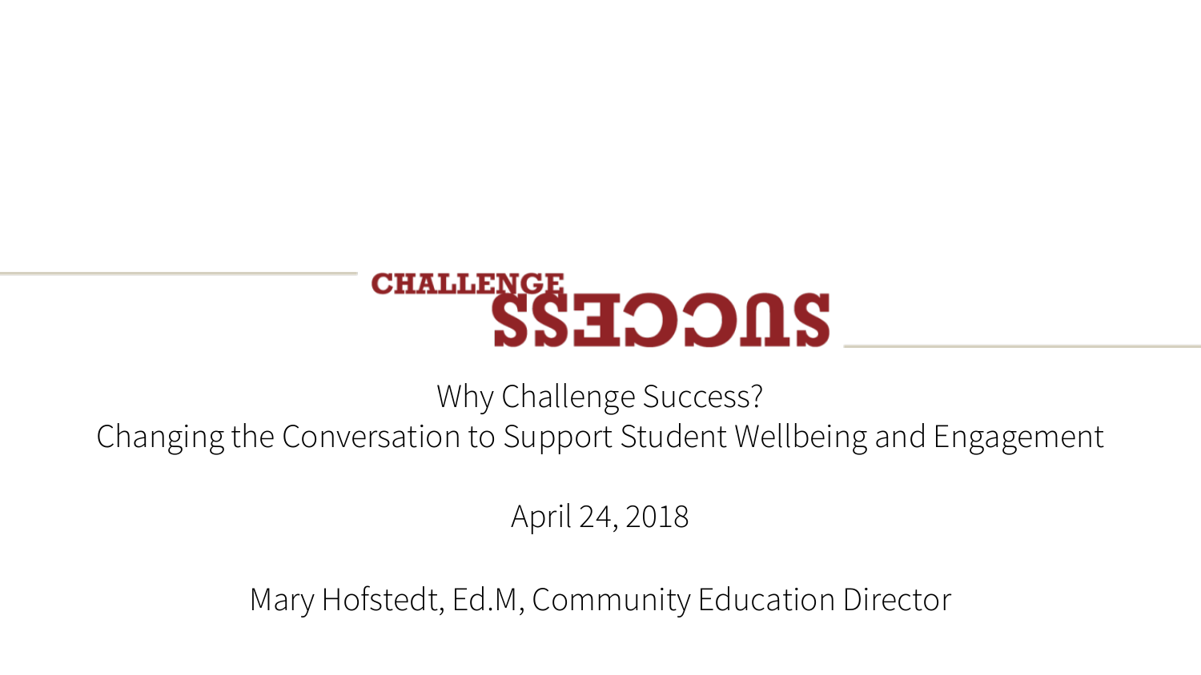CHALLENGE SUCCESS

# Why Challenge Success?
## Changing the Conversation to Support Student Wellbeing and Engagement

April 24, 2018

Mary Hofstedt, Ed.M, Community Education Director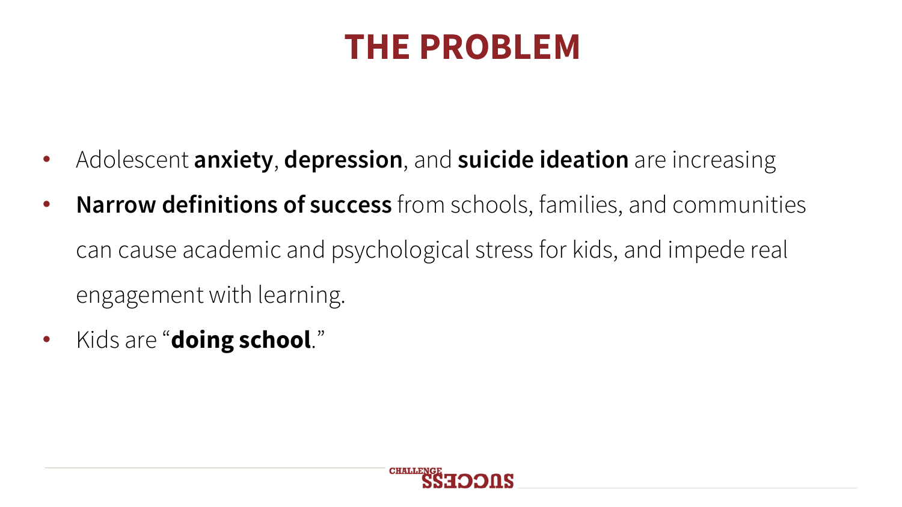# THE PROBLEM

- Adolescent **anxiety**, **depression**, and **suicide ideation** are increasing
- **Narrow definitions of success** from schools, families, and communities can cause academic and psychological stress for kids, and impede real engagement with learning.
- Kids are "**doing school**."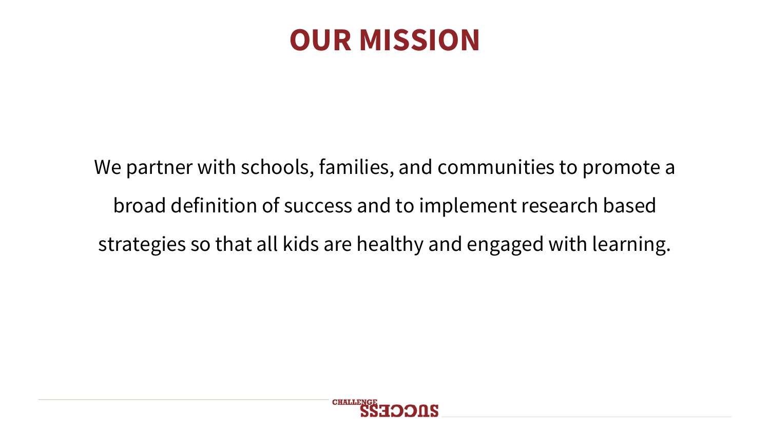# OUR MISSION

We partner with schools, families, and communities to promote a broad definition of success and to implement research based strategies so that all kids are healthy and engaged with learning.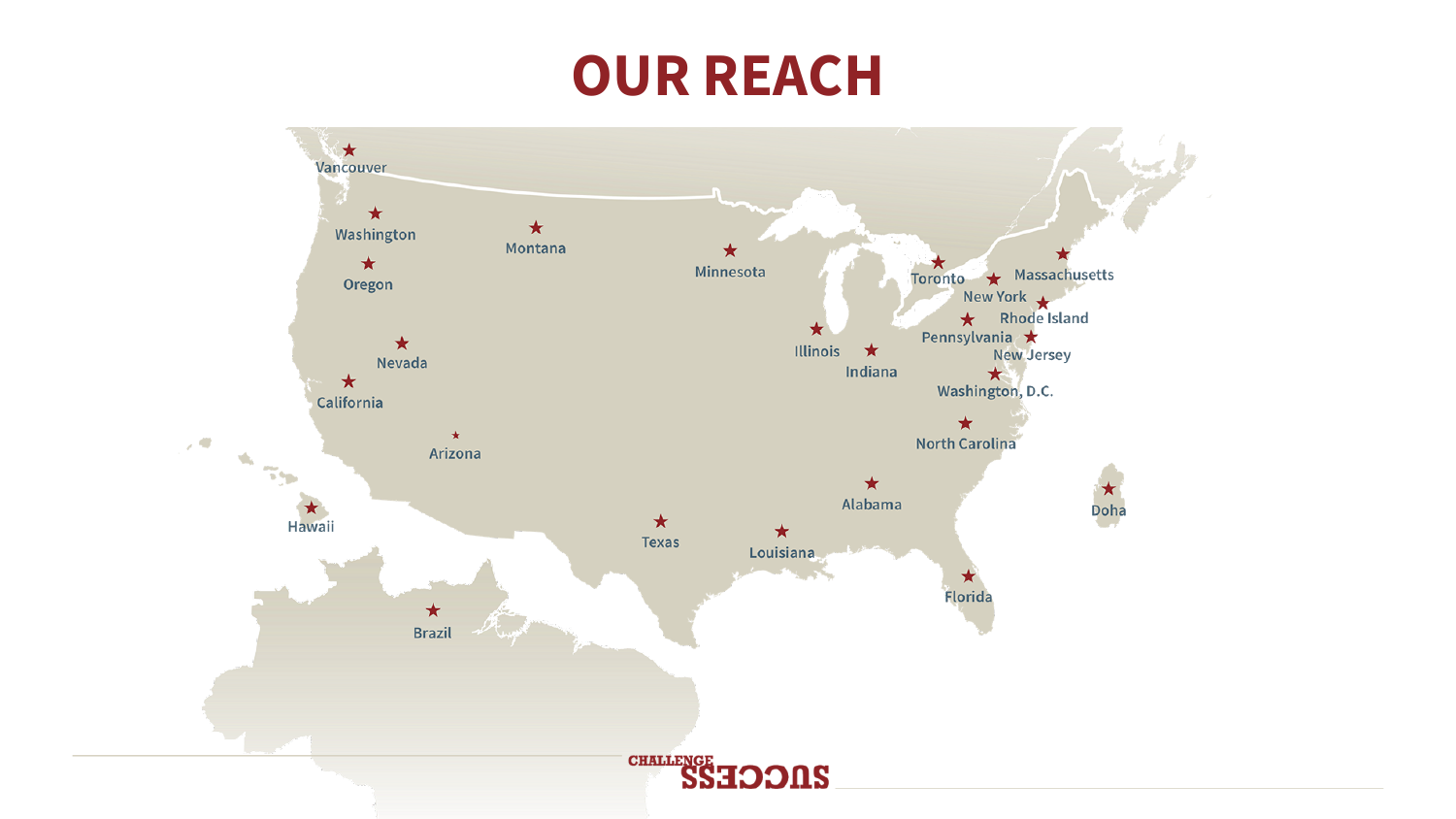# OUR REACH

Vancouver

Washington

Montana

Minnesota

Oregon

Toronto

Massachusetts

New York

Rhode Island

Pennsylvania

New Jersey

Illinois

Indiana

Nevada

California

Washington, D.C.

Arizona

North Carolina

Alabama

Doha

Hawaii

Texas

Louisiana

Florida

Brazil

CHALLENGE SUCCESS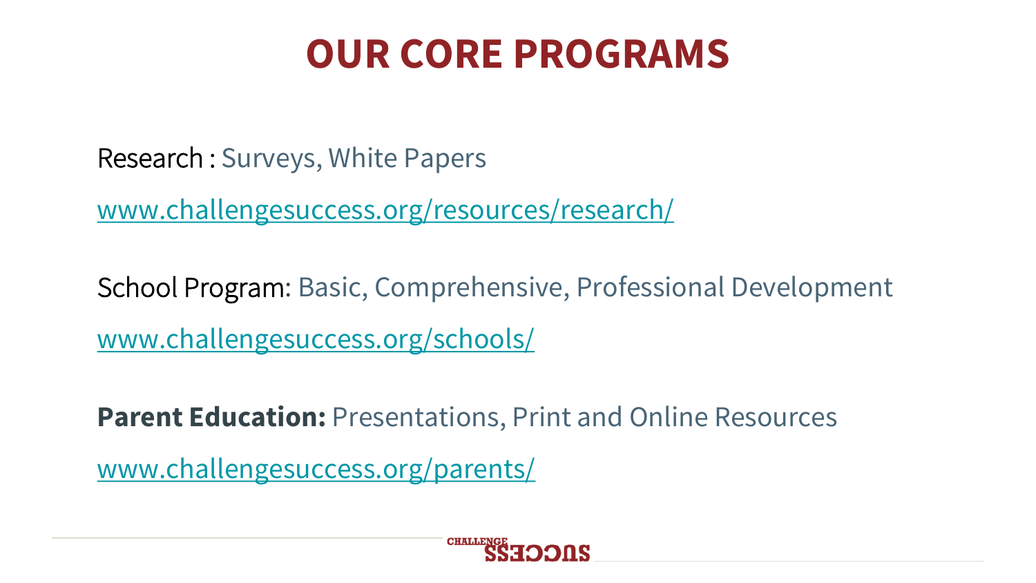# OUR CORE PROGRAMS

Research : Surveys, White Papers

www.challengesuccess.org/resources/research/

School Program: Basic, Comprehensive, Professional Development

www.challengesuccess.org/schools/

**Parent Education:** Presentations, Print and Online Resources

www.challengesuccess.org/parents/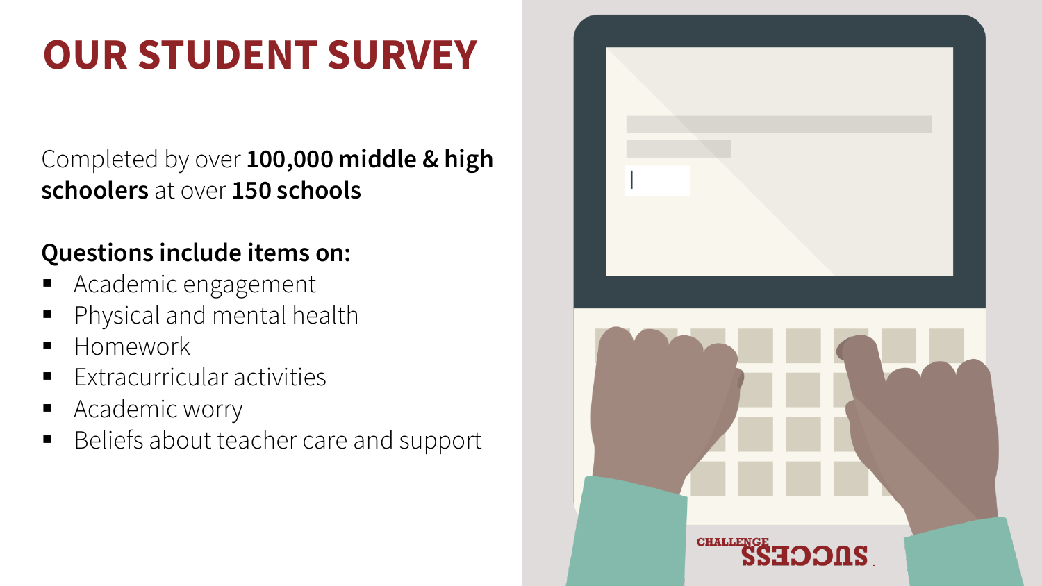# OUR STUDENT SURVEY

Completed by over **100,000 middle & high schoolers** at over **150 schools**

**Questions include items on:**

- Academic engagement
- Physical and mental health
- Homework
- Extracurricular activities
- Academic worry
- Beliefs about teacher care and support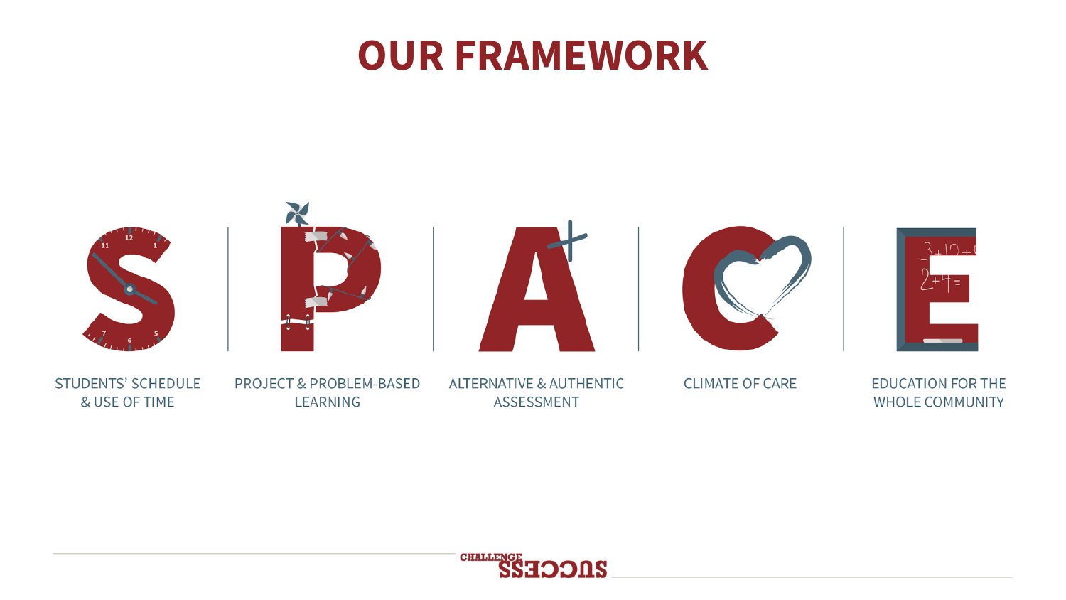# OUR FRAMEWORK

**S** — STUDENTS' SCHEDULE & USE OF TIME

**P** — PROJECT & PROBLEM-BASED LEARNING

**A** — ALTERNATIVE & AUTHENTIC ASSESSMENT

**C** — CLIMATE OF CARE

**E** — EDUCATION FOR THE WHOLE COMMUNITY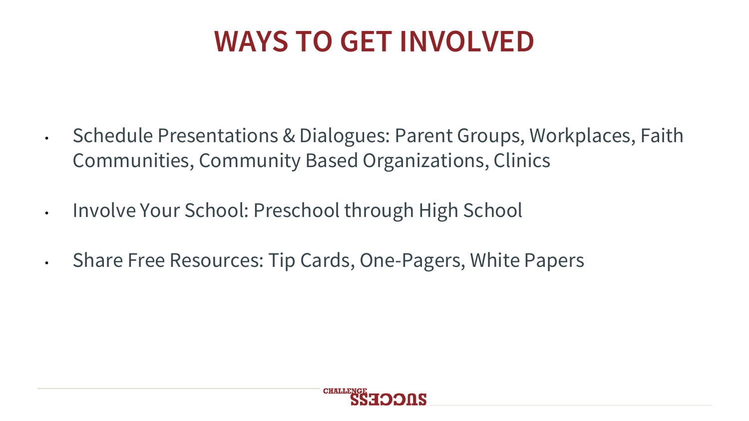# WAYS TO GET INVOLVED

- Schedule Presentations & Dialogues: Parent Groups, Workplaces, Faith Communities, Community Based Organizations, Clinics
- Involve Your School: Preschool through High School
- Share Free Resources: Tip Cards, One-Pagers, White Papers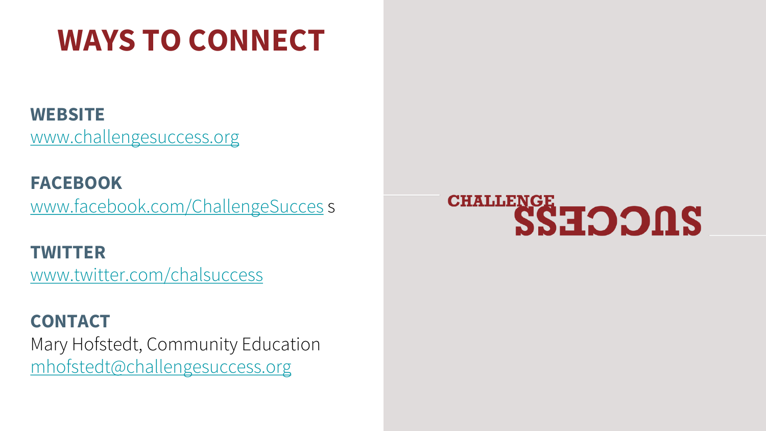# WAYS TO CONNECT

**WEBSITE**
www.challengesuccess.org

**FACEBOOK**
www.facebook.com/ChallengeSucces s

**TWITTER**
www.twitter.com/chalsuccess

**CONTACT**
Mary Hofstedt, Community Education
mhofstedt@challengesuccess.org

CHALLENGE SUCCESS